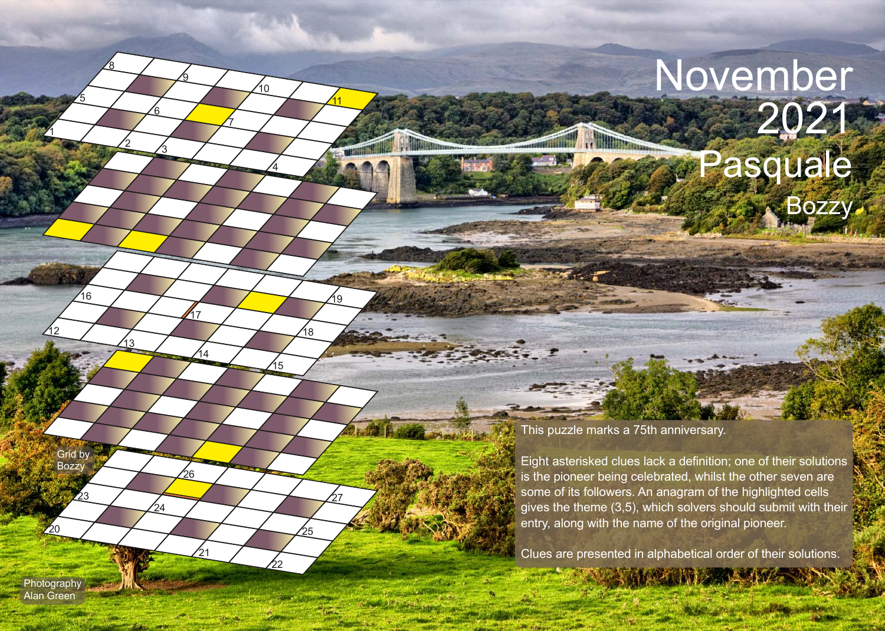# November 2021

# Pasquale

## Bozzy

This puzzle marks a 75th anniversary.

Eight asterisked clues lack a definition; one of their solutions is the pioneer being celebrated, whilst the other seven are some of its followers. An anagram of the highlighted cells gives the theme (3,5), which solvers should submit with their entry, along with the name of the original pioneer.

Clues are presented in alphabetical order of their solutions.

Grid by Bozzy

Photography Alan Green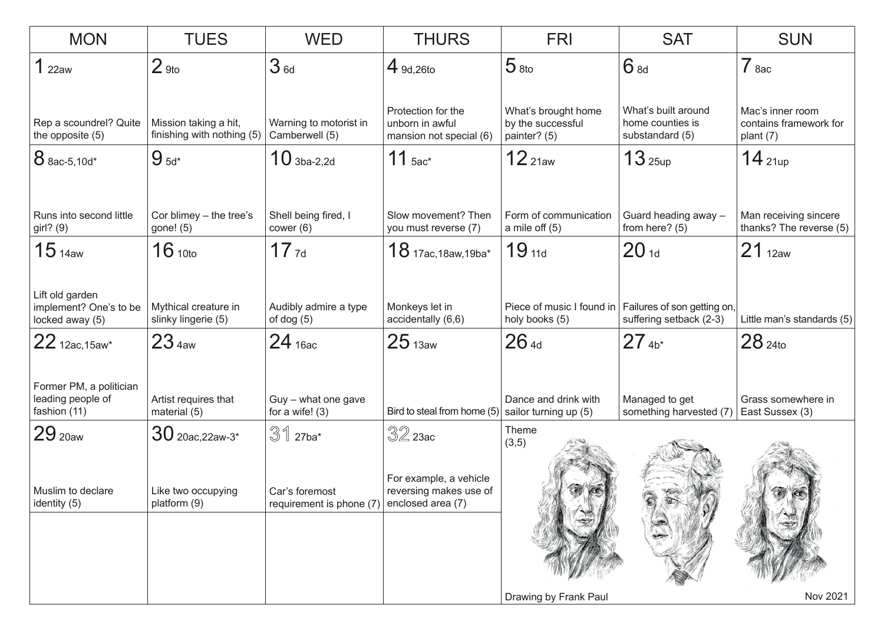| MON | TUES | WED | THURS | FRI | SAT | SUN |
|---|---|---|---|---|---|---|
| **1** 22aw<br><br>Rep a scoundrel? Quite the opposite (5) | **2** 9to<br><br>Mission taking a hit, finishing with nothing (5) | **3** 6d<br><br>Warning to motorist in Camberwell (5) | **4** 9d,26to<br><br>Protection for the unborn in awful mansion not special (6) | **5** 8to<br><br>What's brought home by the successful painter? (5) | **6** 8d<br><br>What's built around home counties is substandard (5) | **7** 8ac<br><br>Mac's inner room contains framework for plant (7) |
| **8** 8ac-5,10d*<br><br>Runs into second little girl? (9) | **9** 5d*<br><br>Cor blimey – the tree's gone! (5) | **10** 3ba-2,2d<br><br>Shell being fired, I cower (6) | **11** 5ac*<br><br>Slow movement? Then you must reverse (7) | **12** 21aw<br><br>Form of communication a mile off (5) | **13** 25up<br><br>Guard heading away – from here? (5) | **14** 21up<br><br>Man receiving sincere thanks? The reverse (5) |
| **15** 14aw<br><br>Lift old garden implement? One's to be locked away (5) | **16** 10to<br><br>Mythical creature in slinky lingerie (5) | **17** 7d<br><br>Audibly admire a type of dog (5) | **18** 17ac,18aw,19ba*<br><br>Monkeys let in accidentally (6,6) | **19** 11d<br><br>Piece of music I found in holy books (5) | **20** 1d<br><br>Failures of son getting on, suffering setback (2-3) | **21** 12aw<br><br>Little man's standards (5) |
| **22** 12ac,15aw*<br><br>Former PM, a politician leading people of fashion (11) | **23** 4aw<br><br>Artist requires that material (5) | **24** 16ac<br><br>Guy – what one gave for a wife! (3) | **25** 13aw<br><br>Bird to steal from home (5) | **26** 4d<br><br>Dance and drink with sailor turning up (5) | **27** 4b*<br><br>Managed to get something harvested (7) | **28** 24to<br><br>Grass somewhere in East Sussex (3) |
| **29** 20aw<br><br>Muslim to declare identity (5) | **30** 20ac,22aw-3*<br><br>Like two occupying platform (9) | **31** 27ba*<br><br>Car's foremost requirement is phone (7) | **32** 23ac<br><br>For example, a vehicle reversing makes use of enclosed area (7) | Theme (3,5) | | |

Drawing by Frank Paul

Nov 2021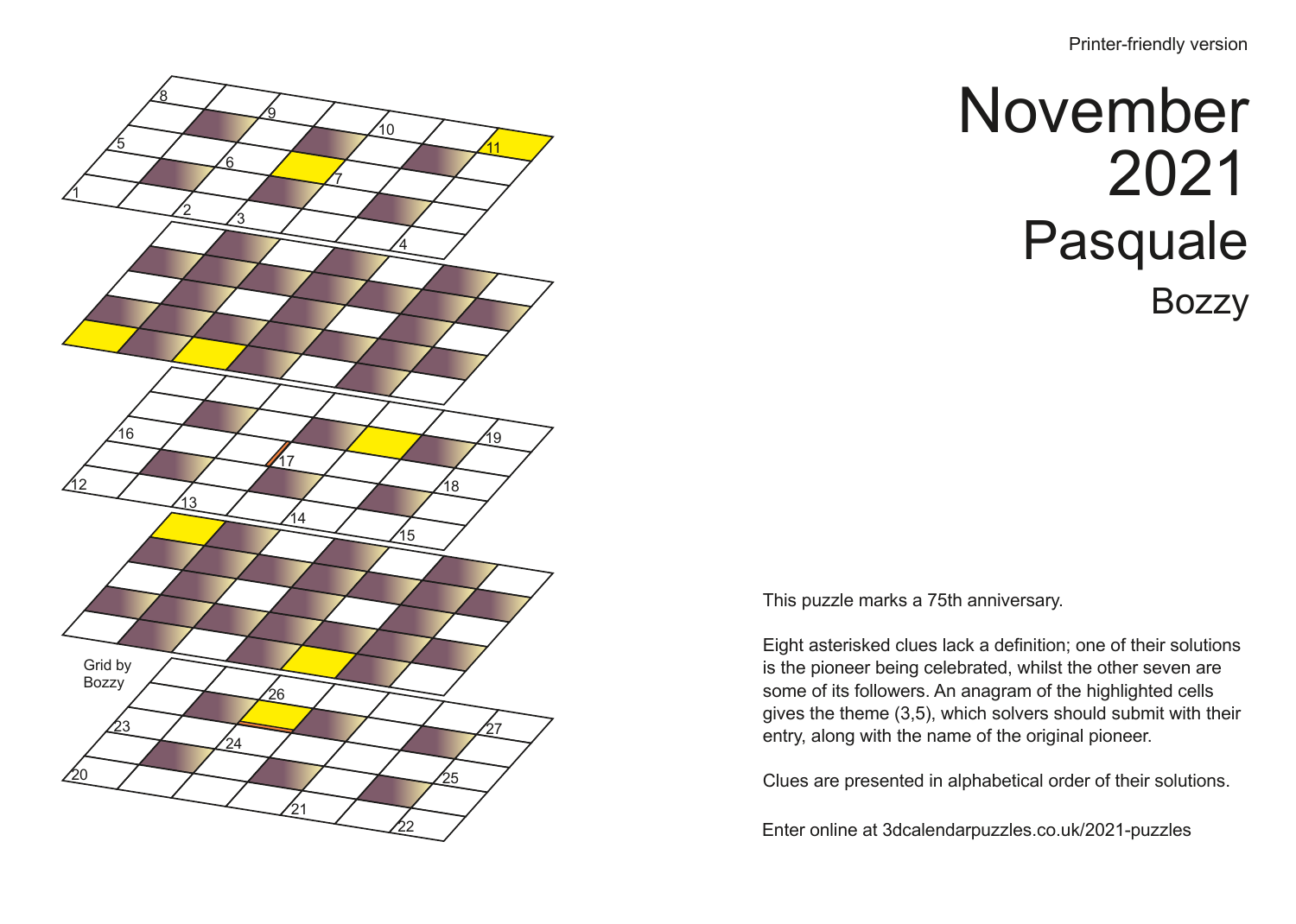Printer-friendly version

# November 2021

## Pasquale

### Bozzy

Grid by Bozzy

This puzzle marks a 75th anniversary.

Eight asterisked clues lack a definition; one of their solutions is the pioneer being celebrated, whilst the other seven are some of its followers. An anagram of the highlighted cells gives the theme (3,5), which solvers should submit with their entry, along with the name of the original pioneer.

Clues are presented in alphabetical order of their solutions.

Enter online at 3dcalendarpuzzles.co.uk/2021-puzzles